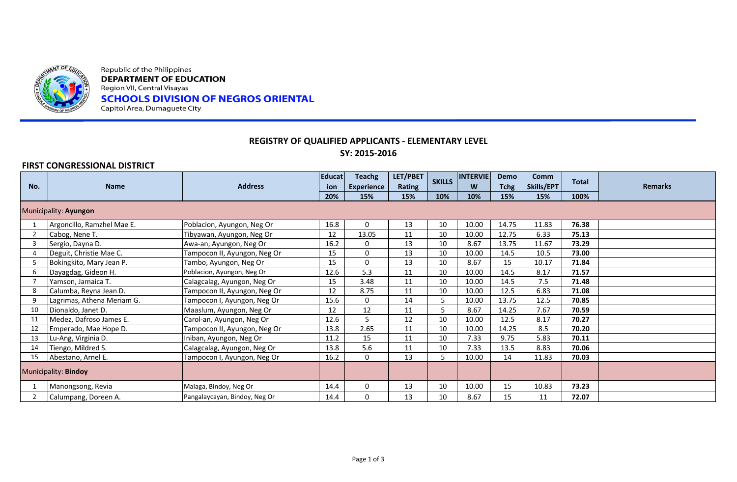Republic of the Philippines
**DEPARTMENT OF EDUCATION**
Region VII, Central Visayas
**SCHOOLS DIVISION OF NEGROS ORIENTAL**
Capitol Area, Dumaguete City

## REGISTRY OF QUALIFIED APPLICANTS - ELEMENTARY LEVEL

## SY: 2015-2016

### FIRST CONGRESSIONAL DISTRICT

| No. | Name | Address | Education | Teachg Experience | LET/PBET Rating | SKILLS | INTERVIEW | Demo Tchg | Comm Skills/EPT | Total | Remarks |
|---|---|---|---|---|---|---|---|---|---|---|---|
| | | | 20% | 15% | 15% | 10% | 10% | 15% | 15% | 100% | |
| Municipality: **Ayungon** | | | | | | | | | | | |
| 1 | Argoncillo, Ramzhel Mae E. | Poblacion, Ayungon, Neg Or | 16.8 | 0 | 13 | 10 | 10.00 | 14.75 | 11.83 | **76.38** | |
| 2 | Cabog, Nene T. | Tibyawan, Ayungon, Neg Or | 12 | 13.05 | 11 | 10 | 10.00 | 12.75 | 6.33 | **75.13** | |
| 3 | Sergio, Dayna D. | Awa-an, Ayungon, Neg Or | 16.2 | 0 | 13 | 10 | 8.67 | 13.75 | 11.67 | **73.29** | |
| 4 | Deguit, Christie Mae C. | Tampocon II, Ayungon, Neg Or | 15 | 0 | 13 | 10 | 10.00 | 14.5 | 10.5 | **73.00** | |
| 5 | Bokingkito, Mary Jean P. | Tambo, Ayungon, Neg Or | 15 | 0 | 13 | 10 | 8.67 | 15 | 10.17 | **71.84** | |
| 6 | Dayagdag, Gideon H. | Poblacion, Ayungon, Neg Or | 12.6 | 5.3 | 11 | 10 | 10.00 | 14.5 | 8.17 | **71.57** | |
| 7 | Yamson, Jamaica T. | Calagcalag, Ayungon, Neg Or | 15 | 3.48 | 11 | 10 | 10.00 | 14.5 | 7.5 | **71.48** | |
| 8 | Calumba, Reyna Jean D. | Tampocon II, Ayungon, Neg Or | 12 | 8.75 | 11 | 10 | 10.00 | 12.5 | 6.83 | **71.08** | |
| 9 | Lagrimas, Athena Meriam G. | Tampocon I, Ayungon, Neg Or | 15.6 | 0 | 14 | 5 | 10.00 | 13.75 | 12.5 | **70.85** | |
| 10 | Dionaldo, Janet D. | Maaslum, Ayungon, Neg Or | 12 | 12 | 11 | 5 | 8.67 | 14.25 | 7.67 | **70.59** | |
| 11 | Medez, Dafroso James E. | Carol-an, Ayungon, Neg Or | 12.6 | 5 | 12 | 10 | 10.00 | 12.5 | 8.17 | **70.27** | |
| 12 | Emperado, Mae Hope D. | Tampocon II, Ayungon, Neg Or | 13.8 | 2.65 | 11 | 10 | 10.00 | 14.25 | 8.5 | **70.20** | |
| 13 | Lu-Ang, Virginia D. | Iniban, Ayungon, Neg Or | 11.2 | 15 | 11 | 10 | 7.33 | 9.75 | 5.83 | **70.11** | |
| 14 | Tiengo, Mildred S. | Calagcalag, Ayungon, Neg Or | 13.8 | 5.6 | 11 | 10 | 7.33 | 13.5 | 8.83 | **70.06** | |
| 15 | Abestano, Arnel E. | Tampocon I, Ayungon, Neg Or | 16.2 | 0 | 13 | 5 | 10.00 | 14 | 11.83 | **70.03** | |
| Municipality: **Bindoy** | | | | | | | | | | | |
| 1 | Manongsong, Revia | Malaga, Bindoy, Neg Or | 14.4 | 0 | 13 | 10 | 10.00 | 15 | 10.83 | **73.23** | |
| 2 | Calumpang, Doreen A. | Pangalaycayan, Bindoy, Neg Or | 14.4 | 0 | 13 | 10 | 8.67 | 15 | 11 | **72.07** | |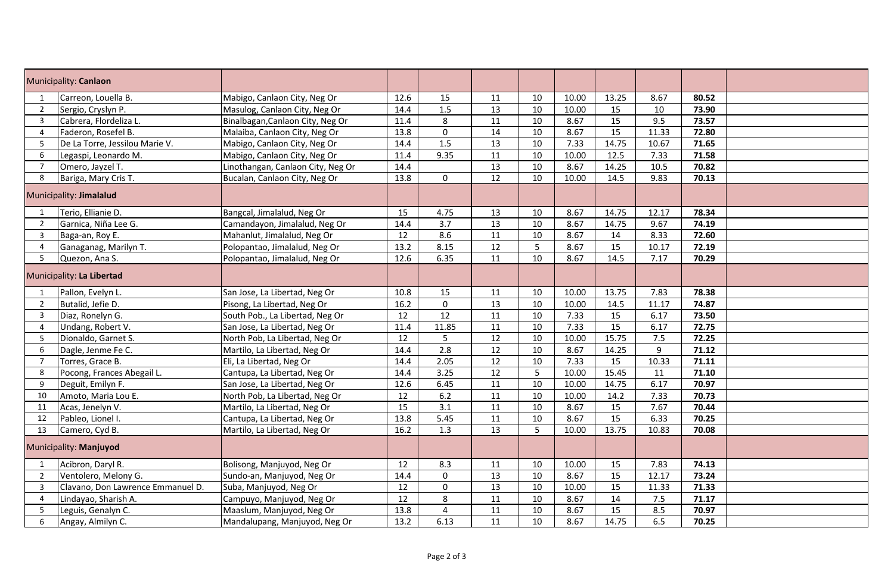| Municipality: **Canlaon** | | | | | | | | | | | |
|---|---|---|---|---|---|---|---|---|---|---|---|
| 1 | Carreon, Louella B. | Mabigo, Canlaon City, Neg Or | 12.6 | 15 | 11 | 10 | 10.00 | 13.25 | 8.67 | **80.52** | |
| 2 | Sergio, Cryslyn P. | Masulog, Canlaon City, Neg Or | 14.4 | 1.5 | 13 | 10 | 10.00 | 15 | 10 | **73.90** | |
| 3 | Cabrera, Flordeliza L. | Binalbagan,Canlaon City, Neg Or | 11.4 | 8 | 11 | 10 | 8.67 | 15 | 9.5 | **73.57** | |
| 4 | Faderon, Rosefel B. | Malaiba, Canlaon City, Neg Or | 13.8 | 0 | 14 | 10 | 8.67 | 15 | 11.33 | **72.80** | |
| 5 | De La Torre, Jessilou Marie V. | Mabigo, Canlaon City, Neg Or | 14.4 | 1.5 | 13 | 10 | 7.33 | 14.75 | 10.67 | **71.65** | |
| 6 | Legaspi, Leonardo M. | Mabigo, Canlaon City, Neg Or | 11.4 | 9.35 | 11 | 10 | 10.00 | 12.5 | 7.33 | **71.58** | |
| 7 | Omero, Jayzel T. | Linothangan, Canlaon City, Neg Or | 14.4 | | 13 | 10 | 8.67 | 14.25 | 10.5 | **70.82** | |
| 8 | Bariga, Mary Cris T. | Bucalan, Canlaon City, Neg Or | 13.8 | 0 | 12 | 10 | 10.00 | 14.5 | 9.83 | **70.13** | |
| Municipality: **Jimalalud** | | | | | | | | | | | |
| 1 | Terio, Ellianie D. | Bangcal, Jimalalud, Neg Or | 15 | 4.75 | 13 | 10 | 8.67 | 14.75 | 12.17 | **78.34** | |
| 2 | Garnica, Niña Lee G. | Camandayon, Jimalalud, Neg Or | 14.4 | 3.7 | 13 | 10 | 8.67 | 14.75 | 9.67 | **74.19** | |
| 3 | Baga-an, Roy E. | Mahanlut, Jimalalud, Neg Or | 12 | 8.6 | 11 | 10 | 8.67 | 14 | 8.33 | **72.60** | |
| 4 | Ganaganag, Marilyn T. | Polopantao, Jimalalud, Neg Or | 13.2 | 8.15 | 12 | 5 | 8.67 | 15 | 10.17 | **72.19** | |
| 5 | Quezon, Ana S. | Polopantao, Jimalalud, Neg Or | 12.6 | 6.35 | 11 | 10 | 8.67 | 14.5 | 7.17 | **70.29** | |
| Municipality: **La Libertad** | | | | | | | | | | | |
| 1 | Pallon, Evelyn L. | San Jose, La Libertad, Neg Or | 10.8 | 15 | 11 | 10 | 10.00 | 13.75 | 7.83 | **78.38** | |
| 2 | Butalid, Jefie D. | Pisong, La Libertad, Neg Or | 16.2 | 0 | 13 | 10 | 10.00 | 14.5 | 11.17 | **74.87** | |
| 3 | Diaz, Ronelyn G. | South Pob., La Libertad, Neg Or | 12 | 12 | 11 | 10 | 7.33 | 15 | 6.17 | **73.50** | |
| 4 | Undang, Robert V. | San Jose, La Libertad, Neg Or | 11.4 | 11.85 | 11 | 10 | 7.33 | 15 | 6.17 | **72.75** | |
| 5 | Dionaldo, Garnet S. | North Pob, La Libertad, Neg Or | 12 | 5 | 12 | 10 | 10.00 | 15.75 | 7.5 | **72.25** | |
| 6 | Dagle, Jenme Fe C. | Martilo, La Libertad, Neg Or | 14.4 | 2.8 | 12 | 10 | 8.67 | 14.25 | 9 | **71.12** | |
| 7 | Torres, Grace B. | Eli, La Libertad, Neg Or | 14.4 | 2.05 | 12 | 10 | 7.33 | 15 | 10.33 | **71.11** | |
| 8 | Pocong, Frances Abegail L. | Cantupa, La Libertad, Neg Or | 14.4 | 3.25 | 12 | 5 | 10.00 | 15.45 | 11 | **71.10** | |
| 9 | Deguit, Emilyn F. | San Jose, La Libertad, Neg Or | 12.6 | 6.45 | 11 | 10 | 10.00 | 14.75 | 6.17 | **70.97** | |
| 10 | Amoto, Maria Lou E. | North Pob, La Libertad, Neg Or | 12 | 6.2 | 11 | 10 | 10.00 | 14.2 | 7.33 | **70.73** | |
| 11 | Acas, Jenelyn V. | Martilo, La Libertad, Neg Or | 15 | 3.1 | 11 | 10 | 8.67 | 15 | 7.67 | **70.44** | |
| 12 | Pableo, Lionel I. | Cantupa, La Libertad, Neg Or | 13.8 | 5.45 | 11 | 10 | 8.67 | 15 | 6.33 | **70.25** | |
| 13 | Camero, Cyd B. | Martilo, La Libertad, Neg Or | 16.2 | 1.3 | 13 | 5 | 10.00 | 13.75 | 10.83 | **70.08** | |
| Municipality: **Manjuyod** | | | | | | | | | | | |
| 1 | Acibron, Daryl R. | Bolisong, Manjuyod, Neg Or | 12 | 8.3 | 11 | 10 | 10.00 | 15 | 7.83 | **74.13** | |
| 2 | Ventolero, Melony G. | Sundo-an, Manjuyod, Neg Or | 14.4 | 0 | 13 | 10 | 8.67 | 15 | 12.17 | **73.24** | |
| 3 | Clavano, Don Lawrence Emmanuel D. | Suba, Manjuyod, Neg Or | 12 | 0 | 13 | 10 | 10.00 | 15 | 11.33 | **71.33** | |
| 4 | Lindayao, Sharish A. | Campuyo, Manjuyod, Neg Or | 12 | 8 | 11 | 10 | 8.67 | 14 | 7.5 | **71.17** | |
| 5 | Leguis, Genalyn C. | Maaslum, Manjuyod, Neg Or | 13.8 | 4 | 11 | 10 | 8.67 | 15 | 8.5 | **70.97** | |
| 6 | Angay, Almilyn C. | Mandalupang, Manjuyod, Neg Or | 13.2 | 6.13 | 11 | 10 | 8.67 | 14.75 | 6.5 | **70.25** | |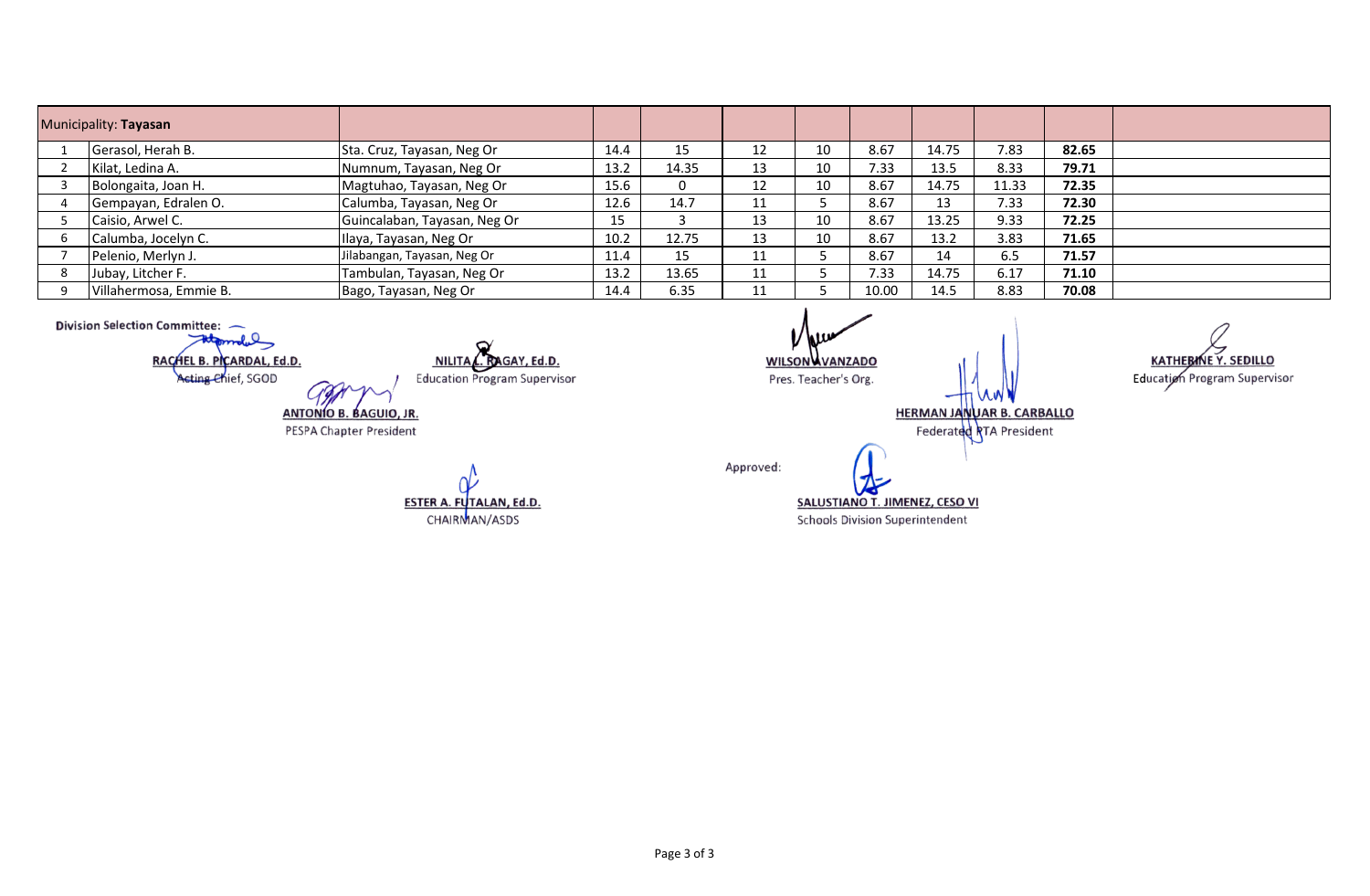| Municipality: **Tayasan** | | | | | | | | | | | | |
|---|---|---|---|---|---|---|---|---|---|---|---|---|
| 1 | Gerasol, Herah B. | Sta. Cruz, Tayasan, Neg Or | 14.4 | 15 | 12 | 10 | 8.67 | 14.75 | 7.83 | **82.65** | |
| 2 | Kilat, Ledina A. | Numnum, Tayasan, Neg Or | 13.2 | 14.35 | 13 | 10 | 7.33 | 13.5 | 8.33 | **79.71** | |
| 3 | Bolongaita, Joan H. | Magtuhao, Tayasan, Neg Or | 15.6 | 0 | 12 | 10 | 8.67 | 14.75 | 11.33 | **72.35** | |
| 4 | Gempayan, Edralen O. | Calumba, Tayasan, Neg Or | 12.6 | 14.7 | 11 | 5 | 8.67 | 13 | 7.33 | **72.30** | |
| 5 | Caisio, Arwel C. | Guincalaban, Tayasan, Neg Or | 15 | 3 | 13 | 10 | 8.67 | 13.25 | 9.33 | **72.25** | |
| 6 | Calumba, Jocelyn C. | Ilaya, Tayasan, Neg Or | 10.2 | 12.75 | 13 | 10 | 8.67 | 13.2 | 3.83 | **71.65** | |
| 7 | Pelenio, Merlyn J. | Jilabangan, Tayasan, Neg Or | 11.4 | 15 | 11 | 5 | 8.67 | 14 | 6.5 | **71.57** | |
| 8 | Jubay, Litcher F. | Tambulan, Tayasan, Neg Or | 13.2 | 13.65 | 11 | 5 | 7.33 | 14.75 | 6.17 | **71.10** | |
| 9 | Villahermosa, Emmie B. | Bago, Tayasan, Neg Or | 14.4 | 6.35 | 11 | 5 | 10.00 | 14.5 | 8.83 | **70.08** | |

**Division Selection Committee:**

**RACHEL B. PICARDAL, Ed.D.**
Acting Chief, SGOD

**NILITA L. RAGAY, Ed.D.**
Education Program Supervisor

**ANTONIO B. BAGUIO, JR.**
PESPA Chapter President

**WILSON AVANZADO**
Pres. Teacher's Org.

**HERMAN JANUAR B. CARBALLO**
Federated PTA President

**KATHERINE Y. SEDILLO**
Education Program Supervisor

**ESTER A. FUTALAN, Ed.D.**
CHAIRMAN/ASDS

Approved:

**SALUSTIANO T. JIMENEZ, CESO VI**
Schools Division Superintendent